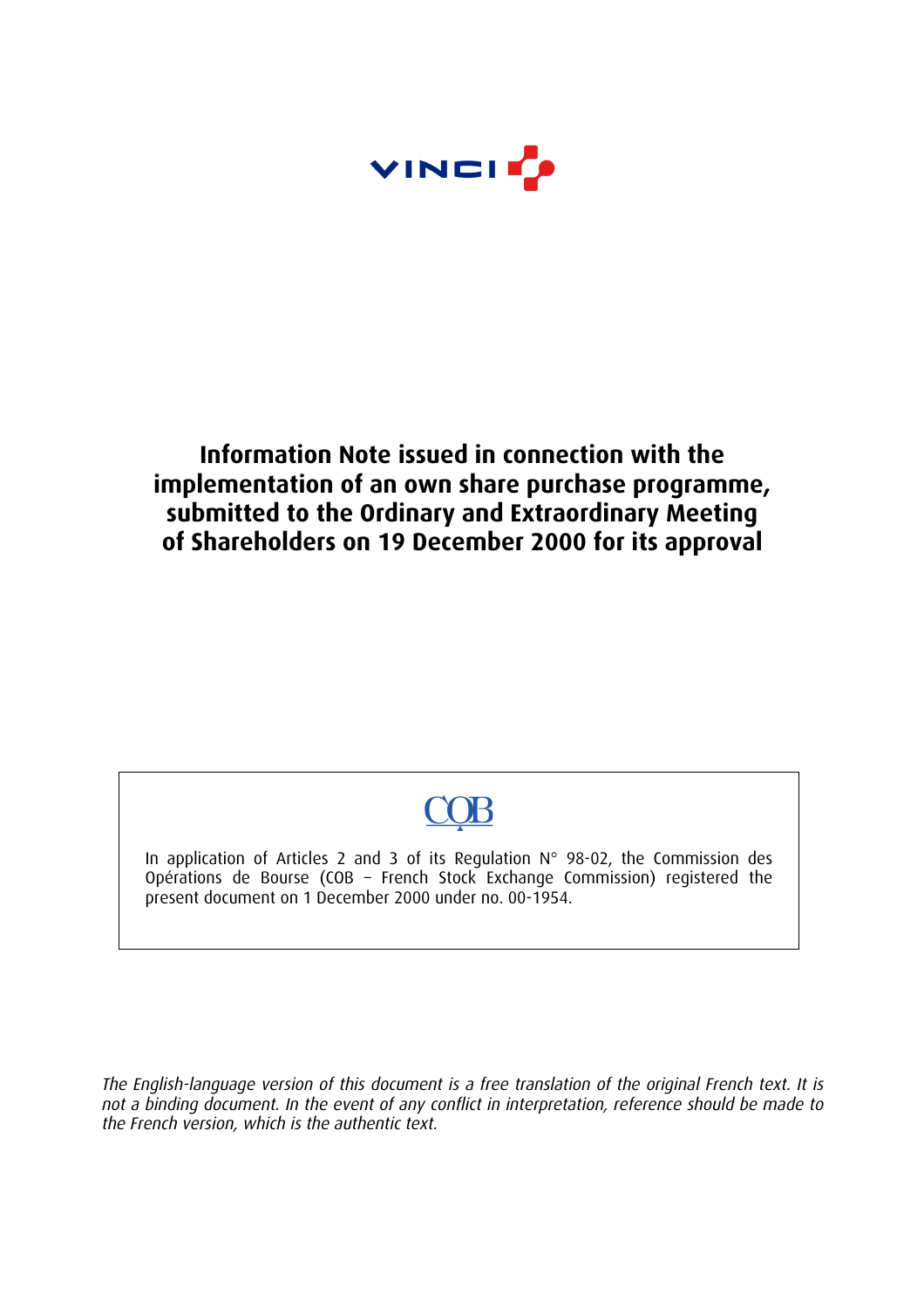VINCI

# Information Note issued in connection with the implementation of an own share purchase programme, submitted to the Ordinary and Extraordinary Meeting of Shareholders on 19 December 2000 for its approval

COB

In application of Articles 2 and 3 of its Regulation N° 98-02, the Commission des Opérations de Bourse (COB – French Stock Exchange Commission) registered the present document on 1 December 2000 under no. 00-1954.

*The English-language version of this document is a free translation of the original French text. It is not a binding document. In the event of any conflict in interpretation, reference should be made to the French version, which is the authentic text.*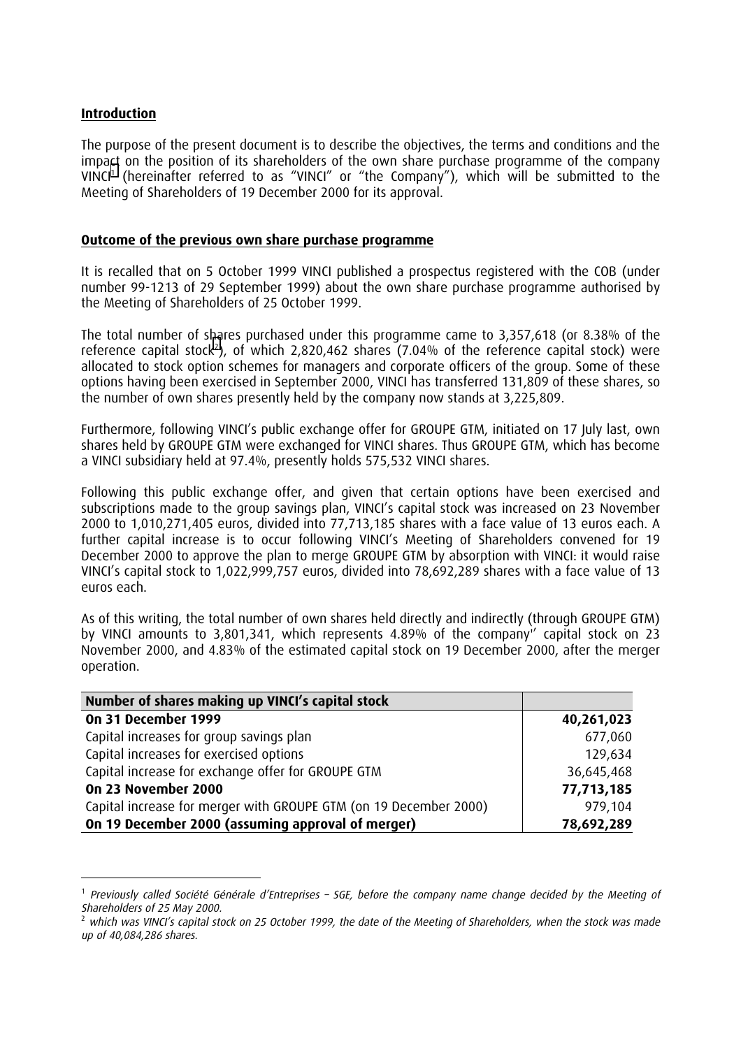**Introduction**

The purpose of the present document is to describe the objectives, the terms and conditions and the impact on the position of its shareholders of the own share purchase programme of the company VINCI[1] (hereinafter referred to as "VINCI" or "the Company"), which will be submitted to the Meeting of Shareholders of 19 December 2000 for its approval.

**Outcome of the previous own share purchase programme**

It is recalled that on 5 October 1999 VINCI published a prospectus registered with the COB (under number 99-1213 of 29 September 1999) about the own share purchase programme authorised by the Meeting of Shareholders of 25 October 1999.

The total number of shares purchased under this programme came to 3,357,618 (or 8.38% of the reference capital stock[2]), of which 2,820,462 shares (7.04% of the reference capital stock) were allocated to stock option schemes for managers and corporate officers of the group. Some of these options having been exercised in September 2000, VINCI has transferred 131,809 of these shares, so the number of own shares presently held by the company now stands at 3,225,809.

Furthermore, following VINCI's public exchange offer for GROUPE GTM, initiated on 17 July last, own shares held by GROUPE GTM were exchanged for VINCI shares. Thus GROUPE GTM, which has become a VINCI subsidiary held at 97.4%, presently holds 575,532 VINCI shares.

Following this public exchange offer, and given that certain options have been exercised and subscriptions made to the group savings plan, VINCI's capital stock was increased on 23 November 2000 to 1,010,271,405 euros, divided into 77,713,185 shares with a face value of 13 euros each. A further capital increase is to occur following VINCI's Meeting of Shareholders convened for 19 December 2000 to approve the plan to merge GROUPE GTM by absorption with VINCI: it would raise VINCI's capital stock to 1,022,999,757 euros, divided into 78,692,289 shares with a face value of 13 euros each.

As of this writing, the total number of own shares held directly and indirectly (through GROUPE GTM) by VINCI amounts to 3,801,341, which represents 4.89% of the company'' capital stock on 23 November 2000, and 4.83% of the estimated capital stock on 19 December 2000, after the merger operation.

| **Number of shares making up VINCI's capital stock** | |
|---|---|
| **On 31 December 1999** | **40,261,023** |
| Capital increases for group savings plan | 677,060 |
| Capital increases for exercised options | 129,634 |
| Capital increase for exchange offer for GROUPE GTM | 36,645,468 |
| **On 23 November 2000** | **77,713,185** |
| Capital increase for merger with GROUPE GTM (on 19 December 2000) | 979,104 |
| **On 19 December 2000 (assuming approval of merger)** | **78,692,289** |

[1] *Previously called Société Générale d'Entreprises – SGE, before the company name change decided by the Meeting of Shareholders of 25 May 2000.*

[2] *which was VINCI's capital stock on 25 October 1999, the date of the Meeting of Shareholders, when the stock was made up of 40,084,286 shares.*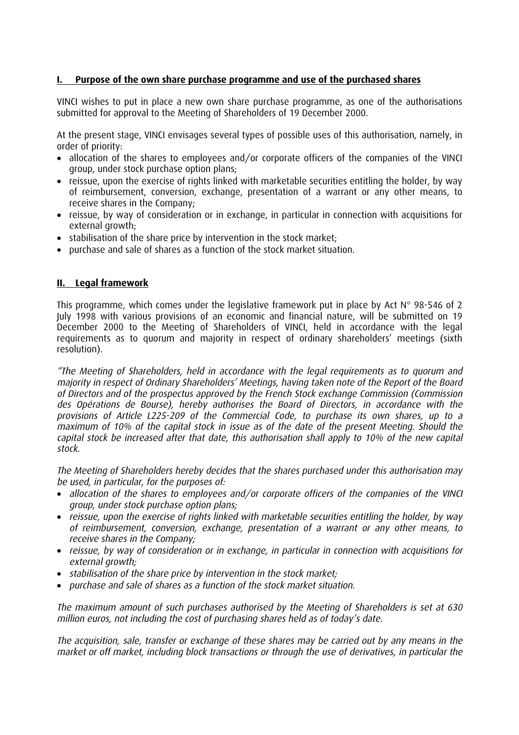## I. Purpose of the own share purchase programme and use of the purchased shares

VINCI wishes to put in place a new own share purchase programme, as one of the authorisations submitted for approval to the Meeting of Shareholders of 19 December 2000.

At the present stage, VINCI envisages several types of possible uses of this authorisation, namely, in order of priority:

- allocation of the shares to employees and/or corporate officers of the companies of the VINCI group, under stock purchase option plans;
- reissue, upon the exercise of rights linked with marketable securities entitling the holder, by way of reimbursement, conversion, exchange, presentation of a warrant or any other means, to receive shares in the Company;
- reissue, by way of consideration or in exchange, in particular in connection with acquisitions for external growth;
- stabilisation of the share price by intervention in the stock market;
- purchase and sale of shares as a function of the stock market situation.

## II. Legal framework

This programme, which comes under the legislative framework put in place by Act N° 98-546 of 2 July 1998 with various provisions of an economic and financial nature, will be submitted on 19 December 2000 to the Meeting of Shareholders of VINCI, held in accordance with the legal requirements as to quorum and majority in respect of ordinary shareholders' meetings (sixth resolution).

*"The Meeting of Shareholders, held in accordance with the legal requirements as to quorum and majority in respect of Ordinary Shareholders' Meetings, having taken note of the Report of the Board of Directors and of the prospectus approved by the French Stock exchange Commission (Commission des Opérations de Bourse), hereby authorises the Board of Directors, in accordance with the provisions of Article L225-209 of the Commercial Code, to purchase its own shares, up to a maximum of 10% of the capital stock in issue as of the date of the present Meeting. Should the capital stock be increased after that date, this authorisation shall apply to 10% of the new capital stock.*

*The Meeting of Shareholders hereby decides that the shares purchased under this authorisation may be used, in particular, for the purposes of:*

- *allocation of the shares to employees and/or corporate officers of the companies of the VINCI group, under stock purchase option plans;*
- *reissue, upon the exercise of rights linked with marketable securities entitling the holder, by way of reimbursement, conversion, exchange, presentation of a warrant or any other means, to receive shares in the Company;*
- *reissue, by way of consideration or in exchange, in particular in connection with acquisitions for external growth;*
- *stabilisation of the share price by intervention in the stock market;*
- *purchase and sale of shares as a function of the stock market situation.*

*The maximum amount of such purchases authorised by the Meeting of Shareholders is set at 630 million euros, not including the cost of purchasing shares held as of today's date.*

*The acquisition, sale, transfer or exchange of these shares may be carried out by any means in the market or off market, including block transactions or through the use of derivatives, in particular the*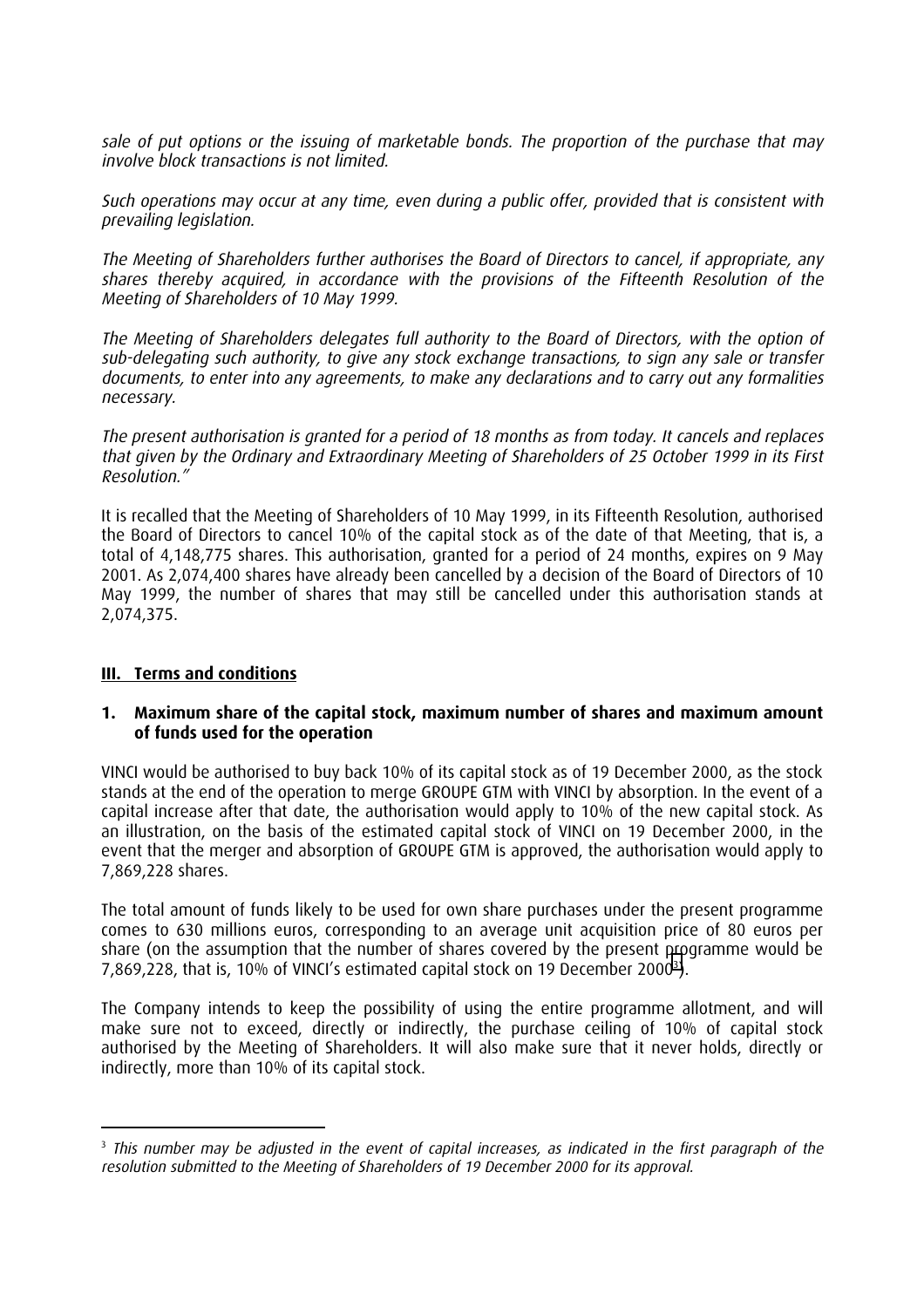*sale of put options or the issuing of marketable bonds. The proportion of the purchase that may involve block transactions is not limited.*

*Such operations may occur at any time, even during a public offer, provided that is consistent with prevailing legislation.*

*The Meeting of Shareholders further authorises the Board of Directors to cancel, if appropriate, any shares thereby acquired, in accordance with the provisions of the Fifteenth Resolution of the Meeting of Shareholders of 10 May 1999.*

*The Meeting of Shareholders delegates full authority to the Board of Directors, with the option of sub-delegating such authority, to give any stock exchange transactions, to sign any sale or transfer documents, to enter into any agreements, to make any declarations and to carry out any formalities necessary.*

*The present authorisation is granted for a period of 18 months as from today. It cancels and replaces that given by the Ordinary and Extraordinary Meeting of Shareholders of 25 October 1999 in its First Resolution."*

It is recalled that the Meeting of Shareholders of 10 May 1999, in its Fifteenth Resolution, authorised the Board of Directors to cancel 10% of the capital stock as of the date of that Meeting, that is, a total of 4,148,775 shares. This authorisation, granted for a period of 24 months, expires on 9 May 2001. As 2,074,400 shares have already been cancelled by a decision of the Board of Directors of 10 May 1999, the number of shares that may still be cancelled under this authorisation stands at 2,074,375.

## III. Terms and conditions

### 1. Maximum share of the capital stock, maximum number of shares and maximum amount of funds used for the operation

VINCI would be authorised to buy back 10% of its capital stock as of 19 December 2000, as the stock stands at the end of the operation to merge GROUPE GTM with VINCI by absorption. In the event of a capital increase after that date, the authorisation would apply to 10% of the new capital stock. As an illustration, on the basis of the estimated capital stock of VINCI on 19 December 2000, in the event that the merger and absorption of GROUPE GTM is approved, the authorisation would apply to 7,869,228 shares.

The total amount of funds likely to be used for own share purchases under the present programme comes to 630 millions euros, corresponding to an average unit acquisition price of 80 euros per share (on the assumption that the number of shares covered by the present programme would be 7,869,228, that is, 10% of VINCI's estimated capital stock on 19 December 2000[3]).

The Company intends to keep the possibility of using the entire programme allotment, and will make sure not to exceed, directly or indirectly, the purchase ceiling of 10% of capital stock authorised by the Meeting of Shareholders. It will also make sure that it never holds, directly or indirectly, more than 10% of its capital stock.

---

[3] *This number may be adjusted in the event of capital increases, as indicated in the first paragraph of the resolution submitted to the Meeting of Shareholders of 19 December 2000 for its approval.*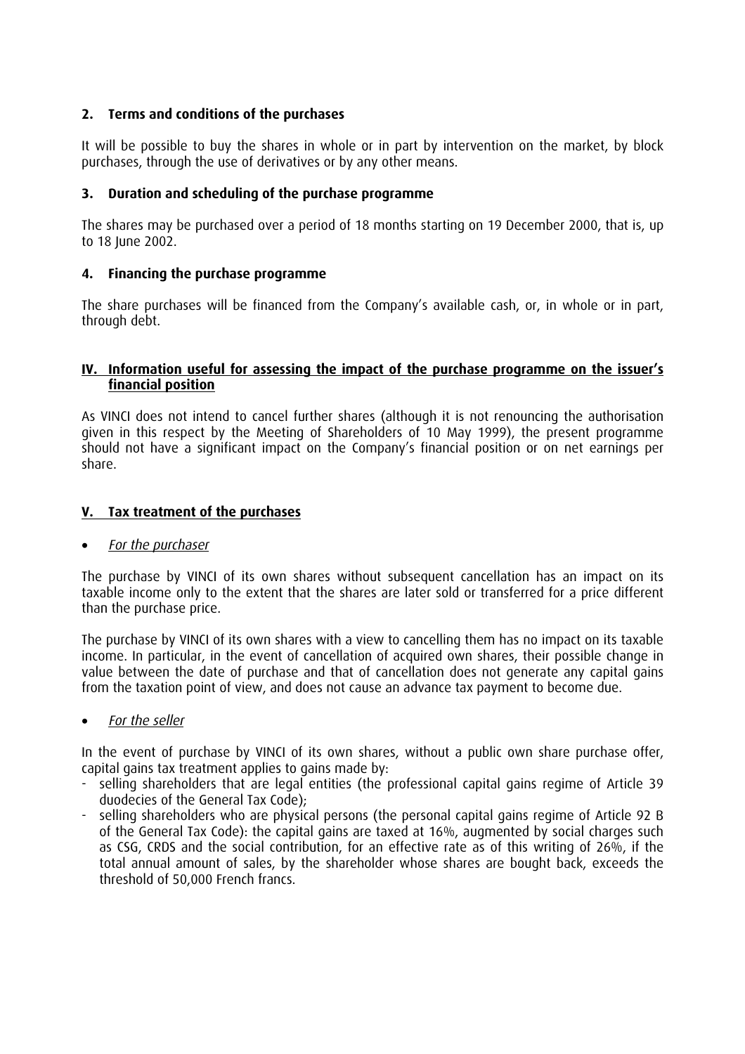### 2. Terms and conditions of the purchases

It will be possible to buy the shares in whole or in part by intervention on the market, by block purchases, through the use of derivatives or by any other means.

### 3. Duration and scheduling of the purchase programme

The shares may be purchased over a period of 18 months starting on 19 December 2000, that is, up to 18 June 2002.

### 4. Financing the purchase programme

The share purchases will be financed from the Company's available cash, or, in whole or in part, through debt.

## IV. Information useful for assessing the impact of the purchase programme on the issuer's financial position

As VINCI does not intend to cancel further shares (although it is not renouncing the authorisation given in this respect by the Meeting of Shareholders of 10 May 1999), the present programme should not have a significant impact on the Company's financial position or on net earnings per share.

## V. Tax treatment of the purchases

- *For the purchaser*

The purchase by VINCI of its own shares without subsequent cancellation has an impact on its taxable income only to the extent that the shares are later sold or transferred for a price different than the purchase price.

The purchase by VINCI of its own shares with a view to cancelling them has no impact on its taxable income. In particular, in the event of cancellation of acquired own shares, their possible change in value between the date of purchase and that of cancellation does not generate any capital gains from the taxation point of view, and does not cause an advance tax payment to become due.

- *For the seller*

In the event of purchase by VINCI of its own shares, without a public own share purchase offer, capital gains tax treatment applies to gains made by:

- selling shareholders that are legal entities (the professional capital gains regime of Article 39 duodecies of the General Tax Code);
- selling shareholders who are physical persons (the personal capital gains regime of Article 92 B of the General Tax Code): the capital gains are taxed at 16%, augmented by social charges such as CSG, CRDS and the social contribution, for an effective rate as of this writing of 26%, if the total annual amount of sales, by the shareholder whose shares are bought back, exceeds the threshold of 50,000 French francs.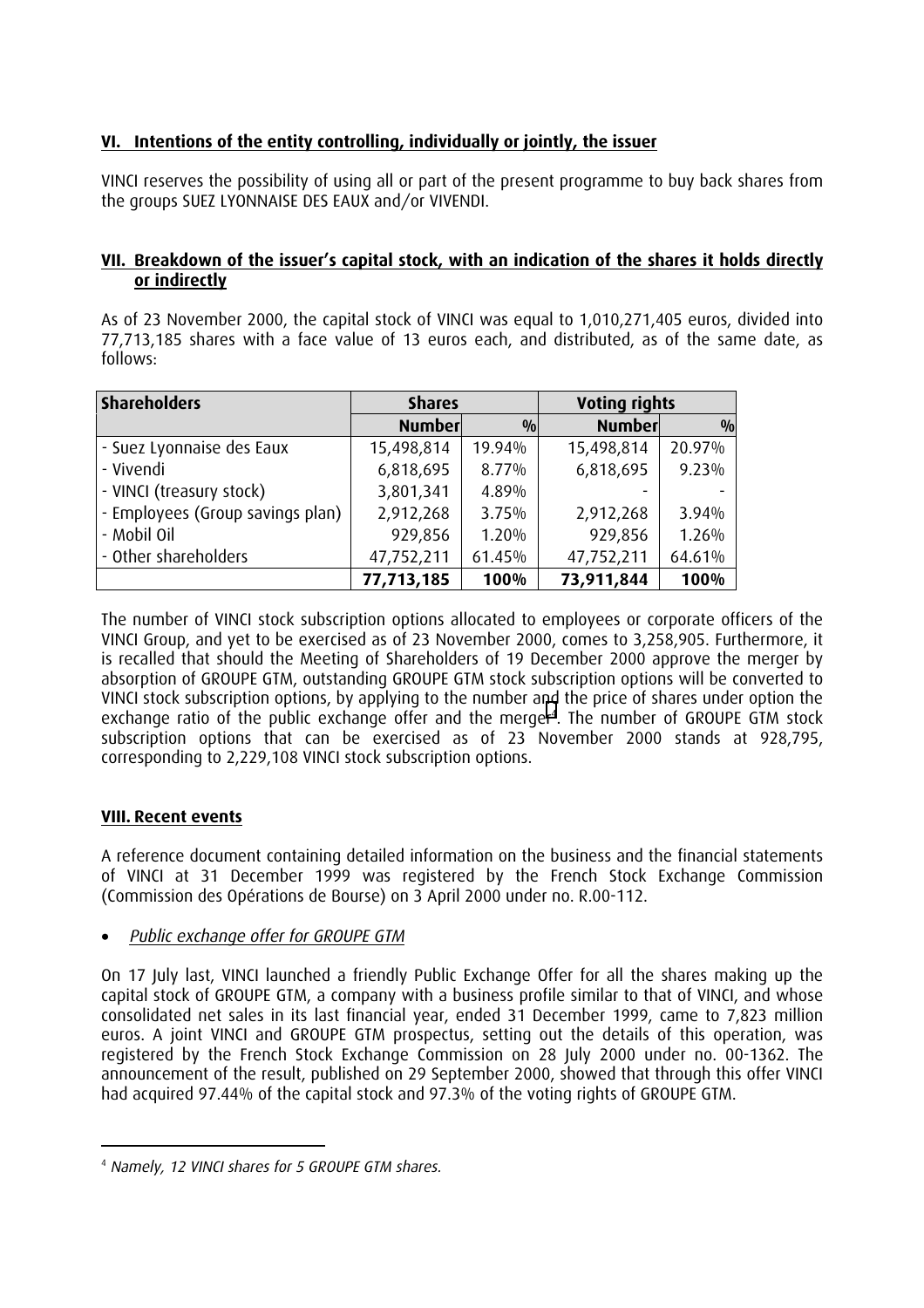## VI. Intentions of the entity controlling, individually or jointly, the issuer

VINCI reserves the possibility of using all or part of the present programme to buy back shares from the groups SUEZ LYONNAISE DES EAUX and/or VIVENDI.

## VII. Breakdown of the issuer's capital stock, with an indication of the shares it holds directly or indirectly

As of 23 November 2000, the capital stock of VINCI was equal to 1,010,271,405 euros, divided into 77,713,185 shares with a face value of 13 euros each, and distributed, as of the same date, as follows:

| Shareholders | Shares | | Voting rights | |
|---|---|---|---|---|
| | Number | % | Number | % |
| - Suez Lyonnaise des Eaux | 15,498,814 | 19.94% | 15,498,814 | 20.97% |
| - Vivendi | 6,818,695 | 8.77% | 6,818,695 | 9.23% |
| - VINCI (treasury stock) | 3,801,341 | 4.89% | - | - |
| - Employees (Group savings plan) | 2,912,268 | 3.75% | 2,912,268 | 3.94% |
| - Mobil Oil | 929,856 | 1.20% | 929,856 | 1.26% |
| - Other shareholders | 47,752,211 | 61.45% | 47,752,211 | 64.61% |
| | **77,713,185** | **100%** | **73,911,844** | **100%** |

The number of VINCI stock subscription options allocated to employees or corporate officers of the VINCI Group, and yet to be exercised as of 23 November 2000, comes to 3,258,905. Furthermore, it is recalled that should the Meeting of Shareholders of 19 December 2000 approve the merger by absorption of GROUPE GTM, outstanding GROUPE GTM stock subscription options will be converted to VINCI stock subscription options, by applying to the number and the price of shares under option the exchange ratio of the public exchange offer and the merger[4]. The number of GROUPE GTM stock subscription options that can be exercised as of 23 November 2000 stands at 928,795, corresponding to 2,229,108 VINCI stock subscription options.

## VIII. Recent events

A reference document containing detailed information on the business and the financial statements of VINCI at 31 December 1999 was registered by the French Stock Exchange Commission (Commission des Opérations de Bourse) on 3 April 2000 under no. R.00-112.

- *Public exchange offer for GROUPE GTM*

On 17 July last, VINCI launched a friendly Public Exchange Offer for all the shares making up the capital stock of GROUPE GTM, a company with a business profile similar to that of VINCI, and whose consolidated net sales in its last financial year, ended 31 December 1999, came to 7,823 million euros. A joint VINCI and GROUPE GTM prospectus, setting out the details of this operation, was registered by the French Stock Exchange Commission on 28 July 2000 under no. 00-1362. The announcement of the result, published on 29 September 2000, showed that through this offer VINCI had acquired 97.44% of the capital stock and 97.3% of the voting rights of GROUPE GTM.

[4] *Namely, 12 VINCI shares for 5 GROUPE GTM shares.*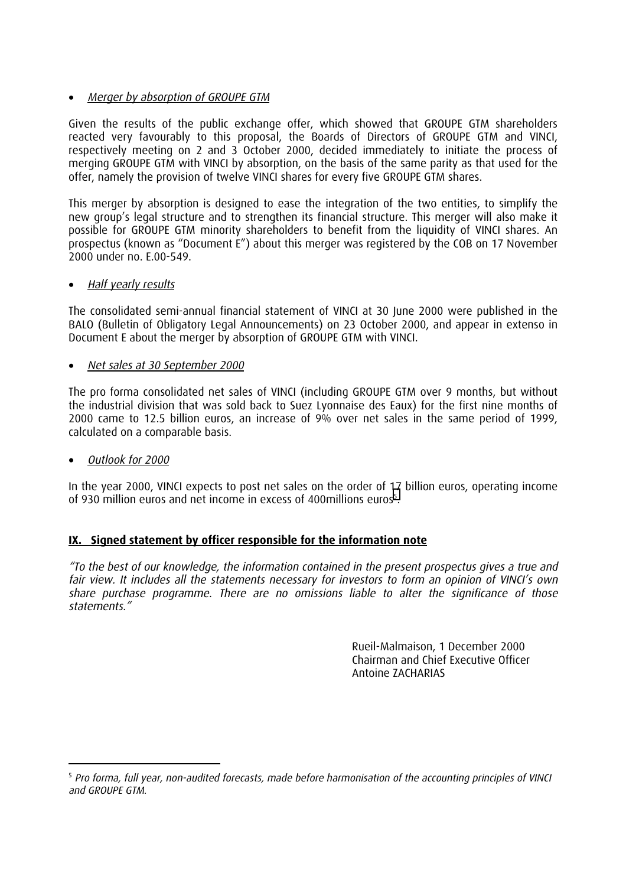- *Merger by absorption of GROUPE GTM*

Given the results of the public exchange offer, which showed that GROUPE GTM shareholders reacted very favourably to this proposal, the Boards of Directors of GROUPE GTM and VINCI, respectively meeting on 2 and 3 October 2000, decided immediately to initiate the process of merging GROUPE GTM with VINCI by absorption, on the basis of the same parity as that used for the offer, namely the provision of twelve VINCI shares for every five GROUPE GTM shares.

This merger by absorption is designed to ease the integration of the two entities, to simplify the new group's legal structure and to strengthen its financial structure. This merger will also make it possible for GROUPE GTM minority shareholders to benefit from the liquidity of VINCI shares. An prospectus (known as "Document E") about this merger was registered by the COB on 17 November 2000 under no. E.00-549.

- *Half yearly results*

The consolidated semi-annual financial statement of VINCI at 30 June 2000 were published in the BALO (Bulletin of Obligatory Legal Announcements) on 23 October 2000, and appear in extenso in Document E about the merger by absorption of GROUPE GTM with VINCI.

- *Net sales at 30 September 2000*

The pro forma consolidated net sales of VINCI (including GROUPE GTM over 9 months, but without the industrial division that was sold back to Suez Lyonnaise des Eaux) for the first nine months of 2000 came to 12.5 billion euros, an increase of 9% over net sales in the same period of 1999, calculated on a comparable basis.

- *Outlook for 2000*

In the year 2000, VINCI expects to post net sales on the order of 17 billion euros, operating income of 930 million euros and net income in excess of 400millions euros[5].

## IX. Signed statement by officer responsible for the information note

*"To the best of our knowledge, the information contained in the present prospectus gives a true and fair view. It includes all the statements necessary for investors to form an opinion of VINCI's own share purchase programme. There are no omissions liable to alter the significance of those statements."*

Rueil-Malmaison, 1 December 2000
Chairman and Chief Executive Officer
Antoine ZACHARIAS

[5] *Pro forma, full year, non-audited forecasts, made before harmonisation of the accounting principles of VINCI and GROUPE GTM.*